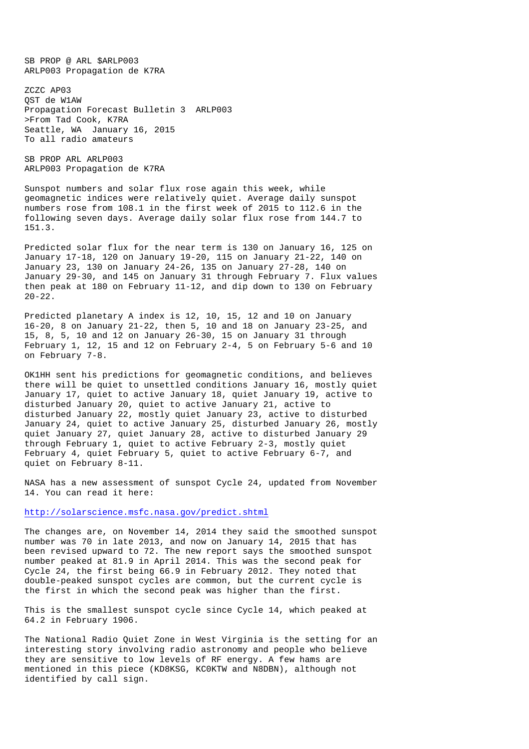SB PROP @ ARL $ARLP003
ARLP003 Propagation de K7RA

ZCZC AP03
QST de W1AW
Propagation Forecast Bulletin 3 ARLP003
>From Tad Cook, K7RA
Seattle, WA January 16, 2015
To all radio amateurs

SB PROP ARL ARLP003
ARLP003 Propagation de K7RA

Sunspot numbers and solar flux rose again this week, while geomagnetic indices were relatively quiet. Average daily sunspot numbers rose from 108.1 in the first week of 2015 to 112.6 in the following seven days. Average daily solar flux rose from 144.7 to 151.3.

Predicted solar flux for the near term is 130 on January 16, 125 on January 17-18, 120 on January 19-20, 115 on January 21-22, 140 on January 23, 130 on January 24-26, 135 on January 27-28, 140 on January 29-30, and 145 on January 31 through February 7. Flux values then peak at 180 on February 11-12, and dip down to 130 on February 20-22.

Predicted planetary A index is 12, 10, 15, 12 and 10 on January 16-20, 8 on January 21-22, then 5, 10 and 18 on January 23-25, and 15, 8, 5, 10 and 12 on January 26-30, 15 on January 31 through February 1, 12, 15 and 12 on February 2-4, 5 on February 5-6 and 10 on February 7-8.

OK1HH sent his predictions for geomagnetic conditions, and believes there will be quiet to unsettled conditions January 16, mostly quiet January 17, quiet to active January 18, quiet January 19, active to disturbed January 20, quiet to active January 21, active to disturbed January 22, mostly quiet January 23, active to disturbed January 24, quiet to active January 25, disturbed January 26, mostly quiet January 27, quiet January 28, active to disturbed January 29 through February 1, quiet to active February 2-3, mostly quiet February 4, quiet February 5, quiet to active February 6-7, and quiet on February 8-11.

NASA has a new assessment of sunspot Cycle 24, updated from November 14. You can read it here:

http://solarscience.msfc.nasa.gov/predict.shtml

The changes are, on November 14, 2014 they said the smoothed sunspot number was 70 in late 2013, and now on January 14, 2015 that has been revised upward to 72. The new report says the smoothed sunspot number peaked at 81.9 in April 2014. This was the second peak for Cycle 24, the first being 66.9 in February 2012. They noted that double-peaked sunspot cycles are common, but the current cycle is the first in which the second peak was higher than the first.

This is the smallest sunspot cycle since Cycle 14, which peaked at 64.2 in February 1906.

The National Radio Quiet Zone in West Virginia is the setting for an interesting story involving radio astronomy and people who believe they are sensitive to low levels of RF energy. A few hams are mentioned in this piece (KD8KSG, KC0KTW and N8DBN), although not identified by call sign.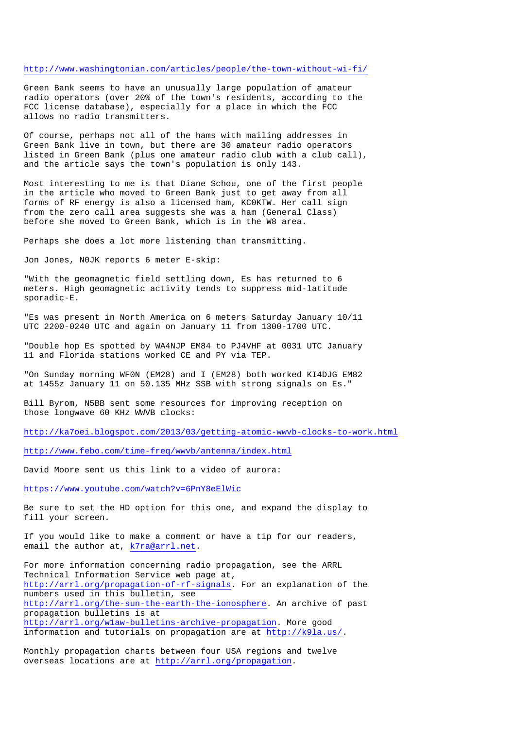http://www.washingtonian.com/articles/people/the-town-without-wi-fi/

Green Bank seems to have an unusually large population of amateur radio operators (over 20% of the town's residents, according to the FCC license database), especially for a place in which the FCC allows no radio transmitters.

Of course, perhaps not all of the hams with mailing addresses in Green Bank live in town, but there are 30 amateur radio operators listed in Green Bank (plus one amateur radio club with a club call), and the article says the town's population is only 143.

Most interesting to me is that Diane Schou, one of the first people in the article who moved to Green Bank just to get away from all forms of RF energy is also a licensed ham, KC0KTW. Her call sign from the zero call area suggests she was a ham (General Class) before she moved to Green Bank, which is in the W8 area.

Perhaps she does a lot more listening than transmitting.

Jon Jones, N0JK reports 6 meter E-skip:

"With the geomagnetic field settling down, Es has returned to 6 meters. High geomagnetic activity tends to suppress mid-latitude sporadic-E.

"Es was present in North America on 6 meters Saturday January 10/11 UTC 2200-0240 UTC and again on January 11 from 1300-1700 UTC.

"Double hop Es spotted by WA4NJP EM84 to PJ4VHF at 0031 UTC January 11 and Florida stations worked CE and PY via TEP.

"On Sunday morning WF0N (EM28) and I (EM28) both worked KI4DJG EM82 at 1455z January 11 on 50.135 MHz SSB with strong signals on Es."

Bill Byrom, N5BB sent some resources for improving reception on those longwave 60 KHz WWVB clocks:

http://ka7oei.blogspot.com/2013/03/getting-atomic-wwvb-clocks-to-work.html

http://www.febo.com/time-freq/wwvb/antenna/index.html

David Moore sent us this link to a video of aurora:

https://www.youtube.com/watch?v=6PnY8eElWic

Be sure to set the HD option for this one, and expand the display to fill your screen.

If you would like to make a comment or have a tip for our readers, email the author at, k7ra@arrl.net.

For more information concerning radio propagation, see the ARRL Technical Information Service web page at, http://arrl.org/propagation-of-rf-signals. For an explanation of the numbers used in this bulletin, see http://arrl.org/the-sun-the-earth-the-ionosphere. An archive of past propagation bulletins is at http://arrl.org/w1aw-bulletins-archive-propagation. More good information and tutorials on propagation are at http://k9la.us/.

Monthly propagation charts between four USA regions and twelve overseas locations are at http://arrl.org/propagation.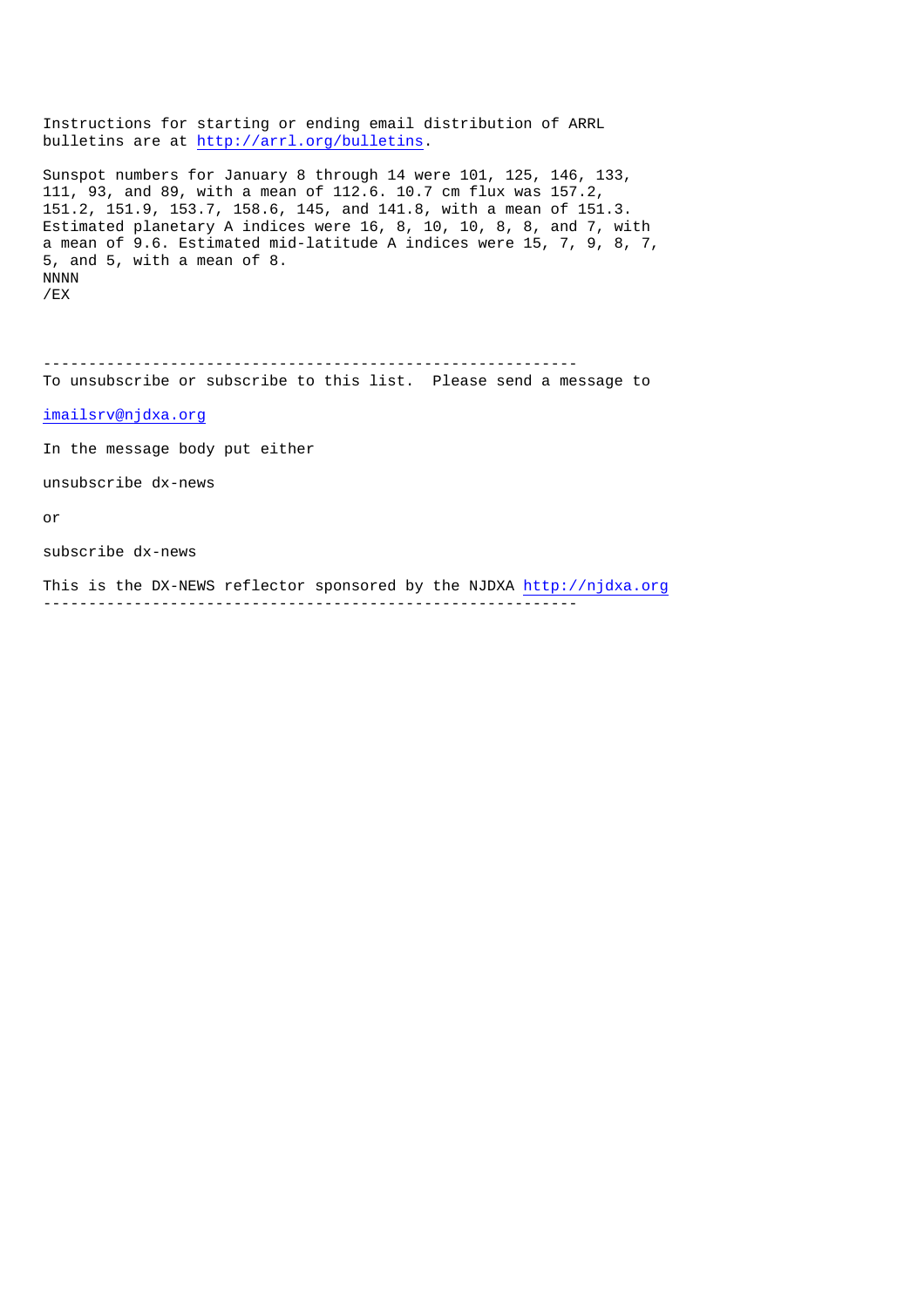Instructions for starting or ending email distribution of ARRL bulletins are at http://arrl.org/bulletins.

Sunspot numbers for January 8 through 14 were 101, 125, 146, 133, 111, 93, and 89, with a mean of 112.6. 10.7 cm flux was 157.2, 151.2, 151.9, 153.7, 158.6, 145, and 141.8, with a mean of 151.3. Estimated planetary A indices were 16, 8, 10, 10, 8, 8, and 7, with a mean of 9.6. Estimated mid-latitude A indices were 15, 7, 9, 8, 7, 5, and 5, with a mean of 8.

NNNN

/EX

---

To unsubscribe or subscribe to this list. Please send a message to

imailsrv@njdxa.org

In the message body put either

unsubscribe dx-news

or

subscribe dx-news

This is the DX-NEWS reflector sponsored by the NJDXA http://njdxa.org

---